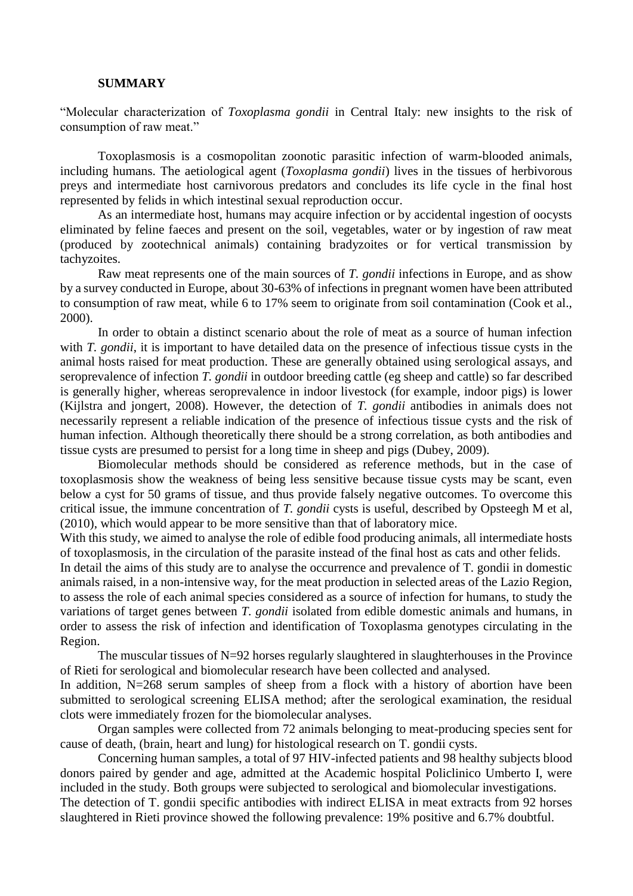## SUMMARY

"Molecular characterization of *Toxoplasma gondii* in Central Italy: new insights to the risk of consumption of raw meat."

Toxoplasmosis is a cosmopolitan zoonotic parasitic infection of warm-blooded animals, including humans. The aetiological agent (*Toxoplasma gondii*) lives in the tissues of herbivorous preys and intermediate host carnivorous predators and concludes its life cycle in the final host represented by felids in which intestinal sexual reproduction occur.

As an intermediate host, humans may acquire infection or by accidental ingestion of oocysts eliminated by feline faeces and present on the soil, vegetables, water or by ingestion of raw meat (produced by zootechnical animals) containing bradyzoites or for vertical transmission by tachyzoites.

Raw meat represents one of the main sources of *T. gondii* infections in Europe, and as show by a survey conducted in Europe, about 30-63% of infections in pregnant women have been attributed to consumption of raw meat, while 6 to 17% seem to originate from soil contamination (Cook et al., 2000).

In order to obtain a distinct scenario about the role of meat as a source of human infection with *T. gondii*, it is important to have detailed data on the presence of infectious tissue cysts in the animal hosts raised for meat production. These are generally obtained using serological assays, and seroprevalence of infection *T. gondii* in outdoor breeding cattle (eg sheep and cattle) so far described is generally higher, whereas seroprevalence in indoor livestock (for example, indoor pigs) is lower (Kijlstra and jongert, 2008). However, the detection of *T. gondii* antibodies in animals does not necessarily represent a reliable indication of the presence of infectious tissue cysts and the risk of human infection. Although theoretically there should be a strong correlation, as both antibodies and tissue cysts are presumed to persist for a long time in sheep and pigs (Dubey, 2009).

Biomolecular methods should be considered as reference methods, but in the case of toxoplasmosis show the weakness of being less sensitive because tissue cysts may be scant, even below a cyst for 50 grams of tissue, and thus provide falsely negative outcomes. To overcome this critical issue, the immune concentration of *T. gondii* cysts is useful, described by Opsteegh M et al, (2010), which would appear to be more sensitive than that of laboratory mice.

With this study, we aimed to analyse the role of edible food producing animals, all intermediate hosts of toxoplasmosis, in the circulation of the parasite instead of the final host as cats and other felids.

In detail the aims of this study are to analyse the occurrence and prevalence of T. gondii in domestic animals raised, in a non-intensive way, for the meat production in selected areas of the Lazio Region, to assess the role of each animal species considered as a source of infection for humans, to study the variations of target genes between *T. gondii* isolated from edible domestic animals and humans, in order to assess the risk of infection and identification of Toxoplasma genotypes circulating in the Region.

The muscular tissues of N=92 horses regularly slaughtered in slaughterhouses in the Province of Rieti for serological and biomolecular research have been collected and analysed.

In addition, N=268 serum samples of sheep from a flock with a history of abortion have been submitted to serological screening ELISA method; after the serological examination, the residual clots were immediately frozen for the biomolecular analyses.

Organ samples were collected from 72 animals belonging to meat-producing species sent for cause of death, (brain, heart and lung) for histological research on T. gondii cysts.

Concerning human samples, a total of 97 HIV-infected patients and 98 healthy subjects blood donors paired by gender and age, admitted at the Academic hospital Policlinico Umberto I, were included in the study. Both groups were subjected to serological and biomolecular investigations.

The detection of T. gondii specific antibodies with indirect ELISA in meat extracts from 92 horses slaughtered in Rieti province showed the following prevalence: 19% positive and 6.7% doubtful.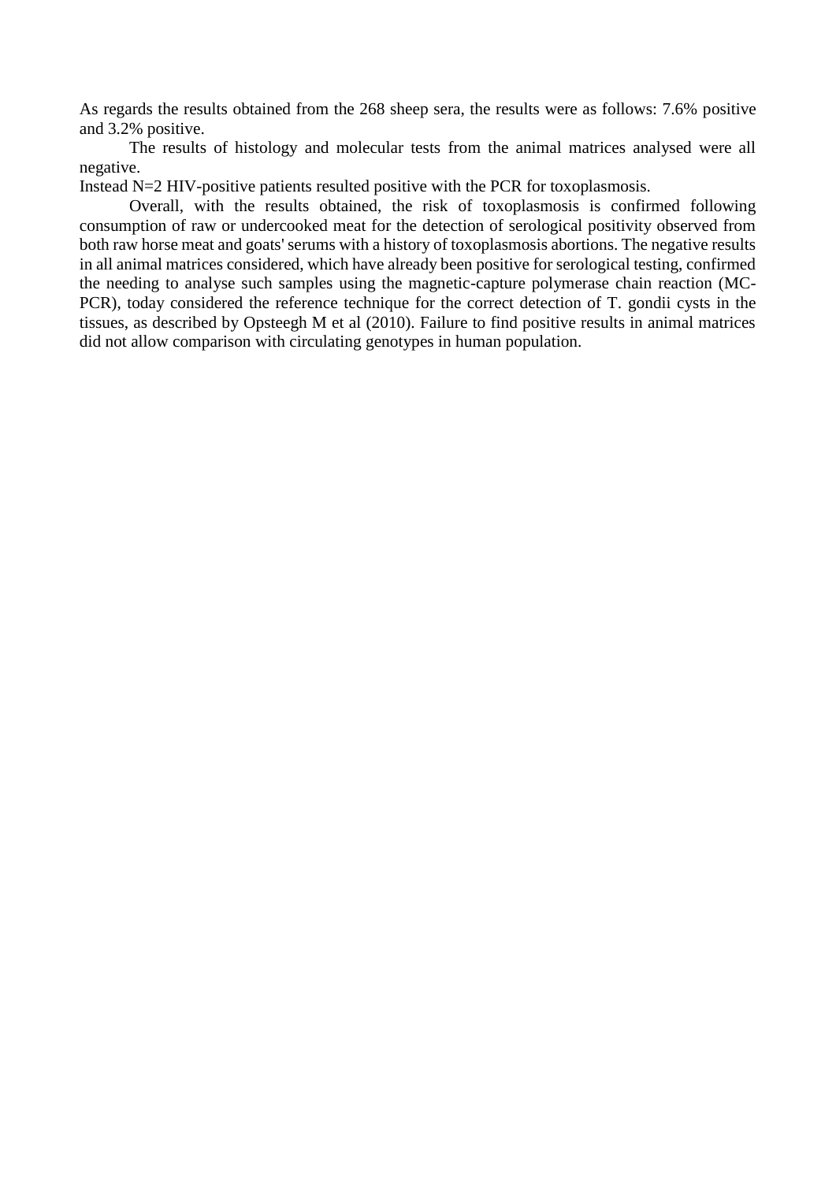As regards the results obtained from the 268 sheep sera, the results were as follows: 7.6% positive and 3.2% positive.

The results of histology and molecular tests from the animal matrices analysed were all negative.

Instead N=2 HIV-positive patients resulted positive with the PCR for toxoplasmosis.

Overall, with the results obtained, the risk of toxoplasmosis is confirmed following consumption of raw or undercooked meat for the detection of serological positivity observed from both raw horse meat and goats' serums with a history of toxoplasmosis abortions. The negative results in all animal matrices considered, which have already been positive for serological testing, confirmed the needing to analyse such samples using the magnetic-capture polymerase chain reaction (MC-PCR), today considered the reference technique for the correct detection of T. gondii cysts in the tissues, as described by Opsteegh M et al (2010). Failure to find positive results in animal matrices did not allow comparison with circulating genotypes in human population.